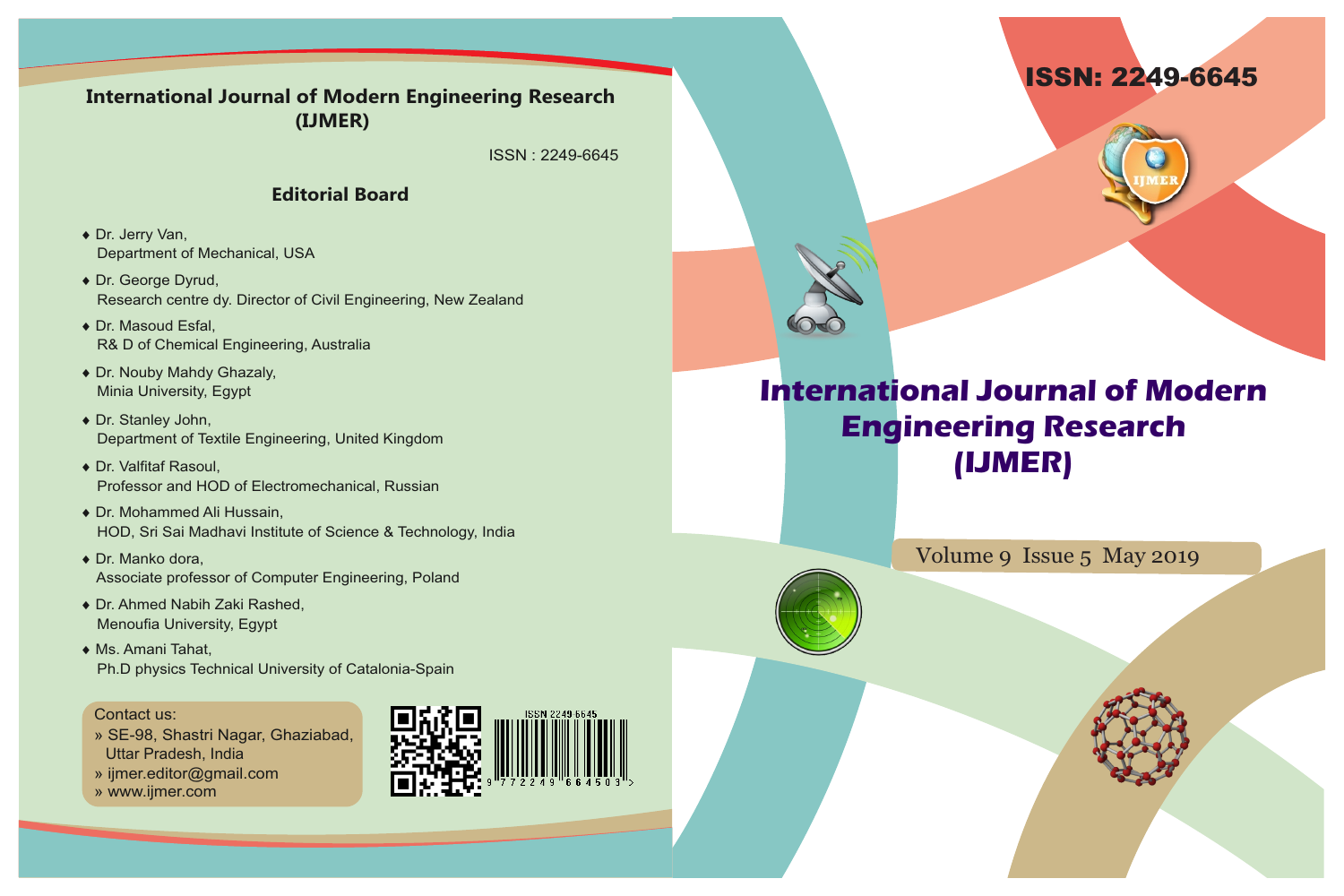# International Journal of Modern Engineering Research (IJMER)

ISSN : 2249-6645

## Editorial Board

- Dr. Jerry Van,
  Department of Mechanical, USA
- Dr. George Dyrud,
  Research centre dy. Director of Civil Engineering, New Zealand
- Dr. Masoud Esfal,
  R& D of Chemical Engineering, Australia
- Dr. Nouby Mahdy Ghazaly,
  Minia University, Egypt
- Dr. Stanley John,
  Department of Textile Engineering, United Kingdom
- Dr. Valfitaf Rasoul,
  Professor and HOD of Electromechanical, Russian
- Dr. Mohammed Ali Hussain,
  HOD, Sri Sai Madhavi Institute of Science & Technology, India
- Dr. Manko dora,
  Associate professor of Computer Engineering, Poland
- Dr. Ahmed Nabih Zaki Rashed,
  Menoufia University, Egypt
- Ms. Amani Tahat,
  Ph.D physics Technical University of Catalonia-Spain

Contact us:
» SE-98, Shastri Nagar, Ghaziabad, Uttar Pradesh, India
» ijmer.editor@gmail.com
» www.ijmer.com

ISSN 2249-6645

9 772249 664503

ISSN: 2249-6645

IJMER

# International Journal of Modern Engineering Research (IJMER)

Volume 9 Issue 5 May 2019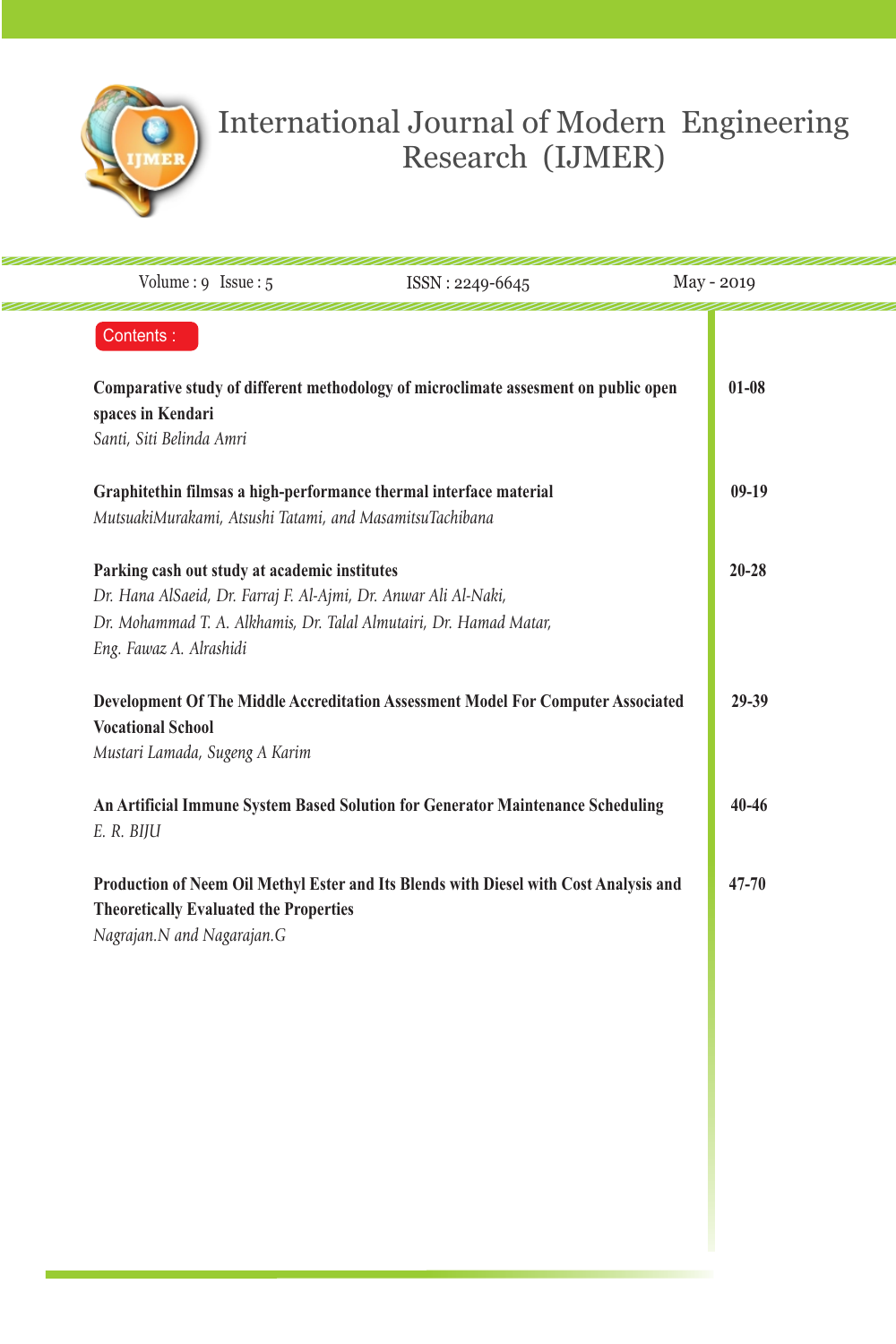# International Journal of Modern Engineering Research (IJMER)

Volume : 9 Issue : 5 ISSN : 2249-6645 May - 2019

**Contents :**

| | |
|---|---|
| **Comparative study of different methodology of microclimate assesment on public open spaces in Kendari**<br>*Santi, Siti Belinda Amri* | **01-08** |
| **Graphitethin filmsas a high-performance thermal interface material**<br>*MutsuakiMurakami, Atsushi Tatami, and MasamitsuTachibana* | **09-19** |
| **Parking cash out study at academic institutes**<br>*Dr. Hana AlSaeid, Dr. Farraj F. Al-Ajmi, Dr. Anwar Ali Al-Naki, Dr. Mohammad T. A. Alkhamis, Dr. Talal Almutairi, Dr. Hamad Matar, Eng. Fawaz A. Alrashidi* | **20-28** |
| **Development Of The Middle Accreditation Assessment Model For Computer Associated Vocational School**<br>*Mustari Lamada, Sugeng A Karim* | **29-39** |
| **An Artificial Immune System Based Solution for Generator Maintenance Scheduling**<br>*E. R. BIJU* | **40-46** |
| **Production of Neem Oil Methyl Ester and Its Blends with Diesel with Cost Analysis and Theoretically Evaluated the Properties**<br>*Nagrajan.N and Nagarajan.G* | **47-70** |